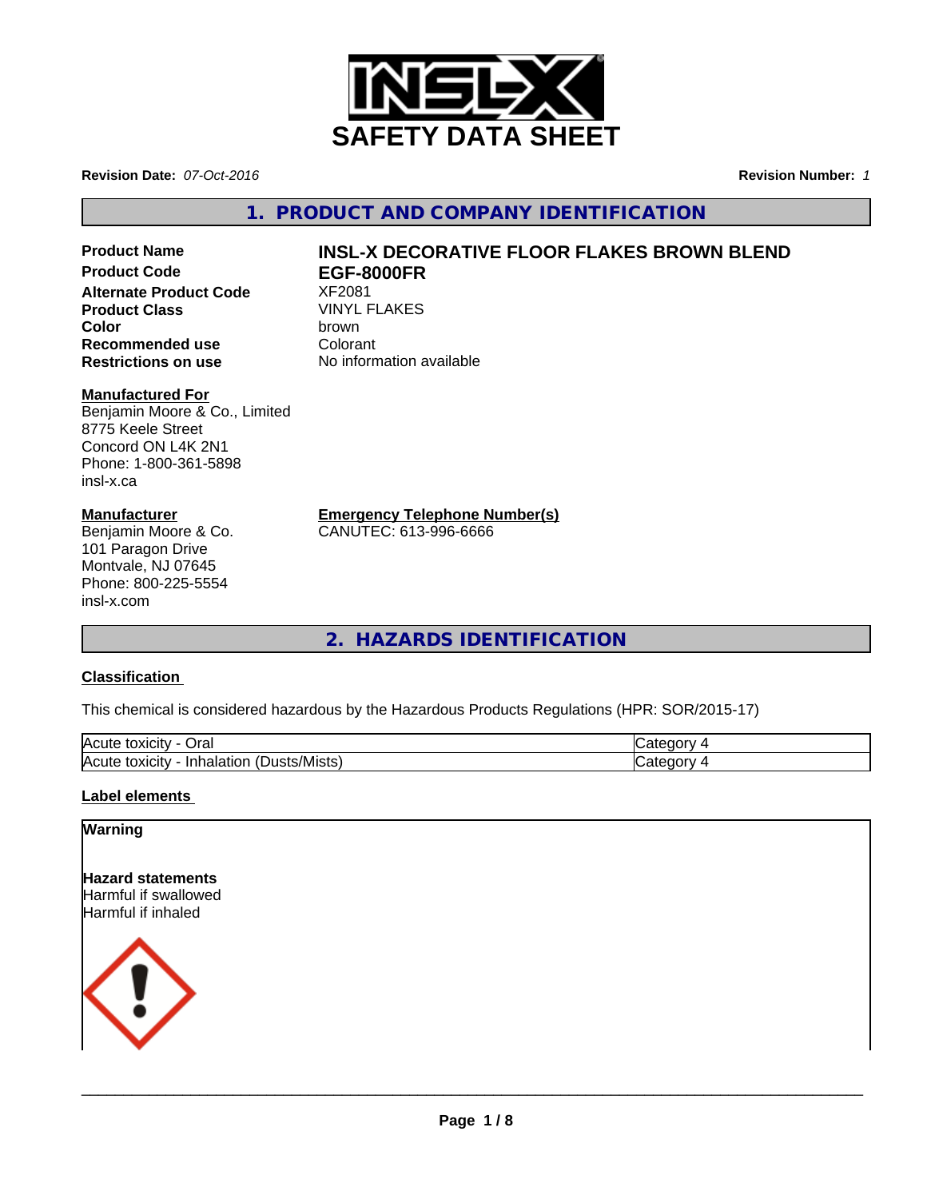# SAFETY DATA SHEET

**Revision Date:** *07-Oct-2016*

**Revision Number:** *1*

## 1. PRODUCT AND COMPANY IDENTIFICATION

| | |
|---|---|
| **Product Name** | **INSL-X DECORATIVE FLOOR FLAKES BROWN BLEND** |
| **Product Code** | **EGF-8000FR** |
| **Alternate Product Code** | XF2081 |
| **Product Class** | VINYL FLAKES |
| **Color** | brown |
| **Recommended use** | Colorant |
| **Restrictions on use** | No information available |

**Manufactured For**
Benjamin Moore & Co., Limited
8775 Keele Street
Concord ON L4K 2N1
Phone: 1-800-361-5898
insl-x.ca

**Manufacturer**
Benjamin Moore & Co.
101 Paragon Drive
Montvale, NJ 07645
Phone: 800-225-5554
insl-x.com

**Emergency Telephone Number(s)**
CANUTEC: 613-996-6666

## 2. HAZARDS IDENTIFICATION

**Classification**

This chemical is considered hazardous by the Hazardous Products Regulations (HPR: SOR/2015-17)

| | |
|---|---|
| Acute toxicity - Oral | Category 4 |
| Acute toxicity - Inhalation (Dusts/Mists) | Category 4 |

**Label elements**

**Warning**

**Hazard statements**
Harmful if swallowed
Harmful if inhaled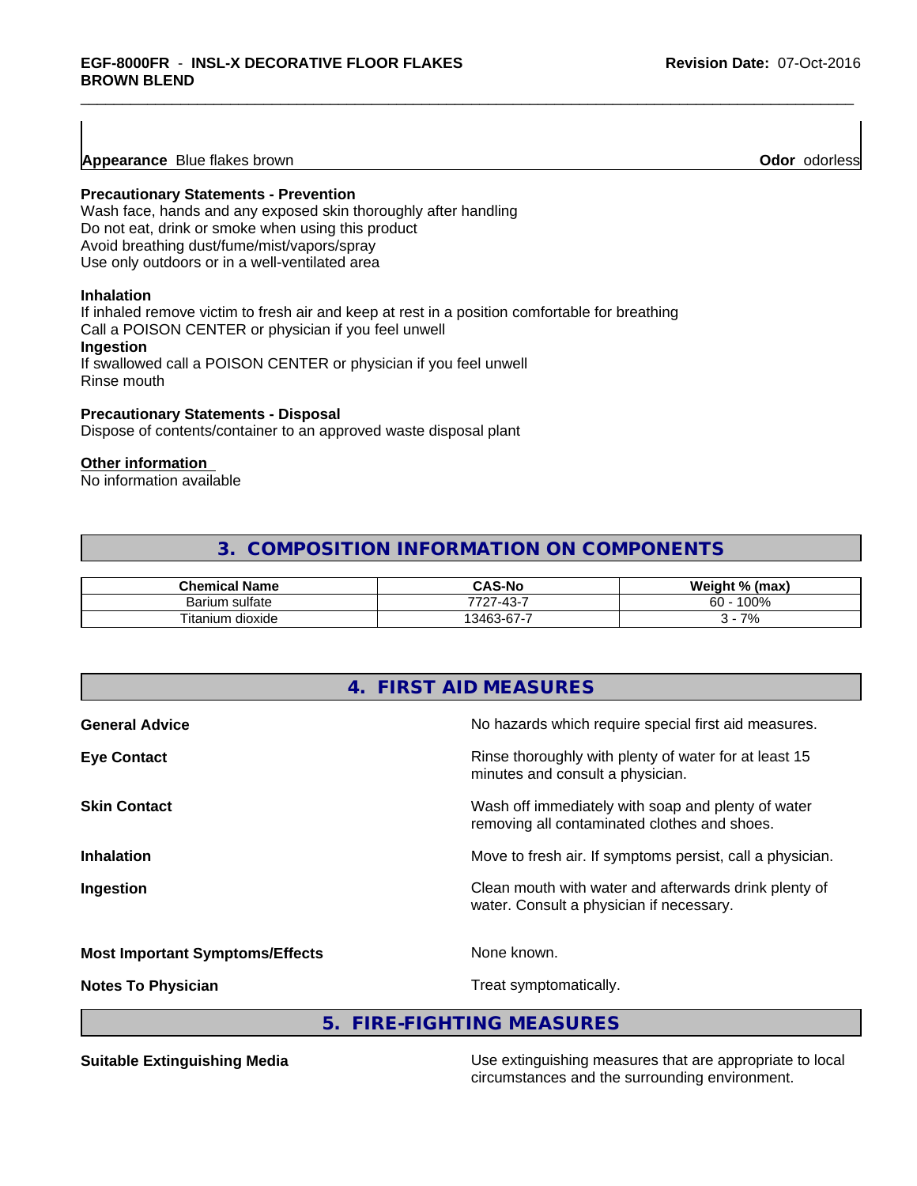**Appearance** Blue flakes brown **Odor** odorless

**Precautionary Statements - Prevention**
Wash face, hands and any exposed skin thoroughly after handling
Do not eat, drink or smoke when using this product
Avoid breathing dust/fume/mist/vapors/spray
Use only outdoors or in a well-ventilated area

**Inhalation**
If inhaled remove victim to fresh air and keep at rest in a position comfortable for breathing
Call a POISON CENTER or physician if you feel unwell
**Ingestion**
If swallowed call a POISON CENTER or physician if you feel unwell
Rinse mouth

**Precautionary Statements - Disposal**
Dispose of contents/container to an approved waste disposal plant

**Other information**
No information available

## 3. COMPOSITION INFORMATION ON COMPONENTS

| Chemical Name | CAS-No | Weight % (max) |
|---|---|---|
| Barium sulfate | 7727-43-7 | 60 - 100% |
| Titanium dioxide | 13463-67-7 | 3 - 7% |

## 4. FIRST AID MEASURES

**General Advice** No hazards which require special first aid measures.

**Eye Contact** Rinse thoroughly with plenty of water for at least 15 minutes and consult a physician.

**Skin Contact** Wash off immediately with soap and plenty of water removing all contaminated clothes and shoes.

**Inhalation** Move to fresh air. If symptoms persist, call a physician.

**Ingestion** Clean mouth with water and afterwards drink plenty of water. Consult a physician if necessary.

**Most Important Symptoms/Effects** None known.

**Notes To Physician** Treat symptomatically.

## 5. FIRE-FIGHTING MEASURES

**Suitable Extinguishing Media** Use extinguishing measures that are appropriate to local circumstances and the surrounding environment.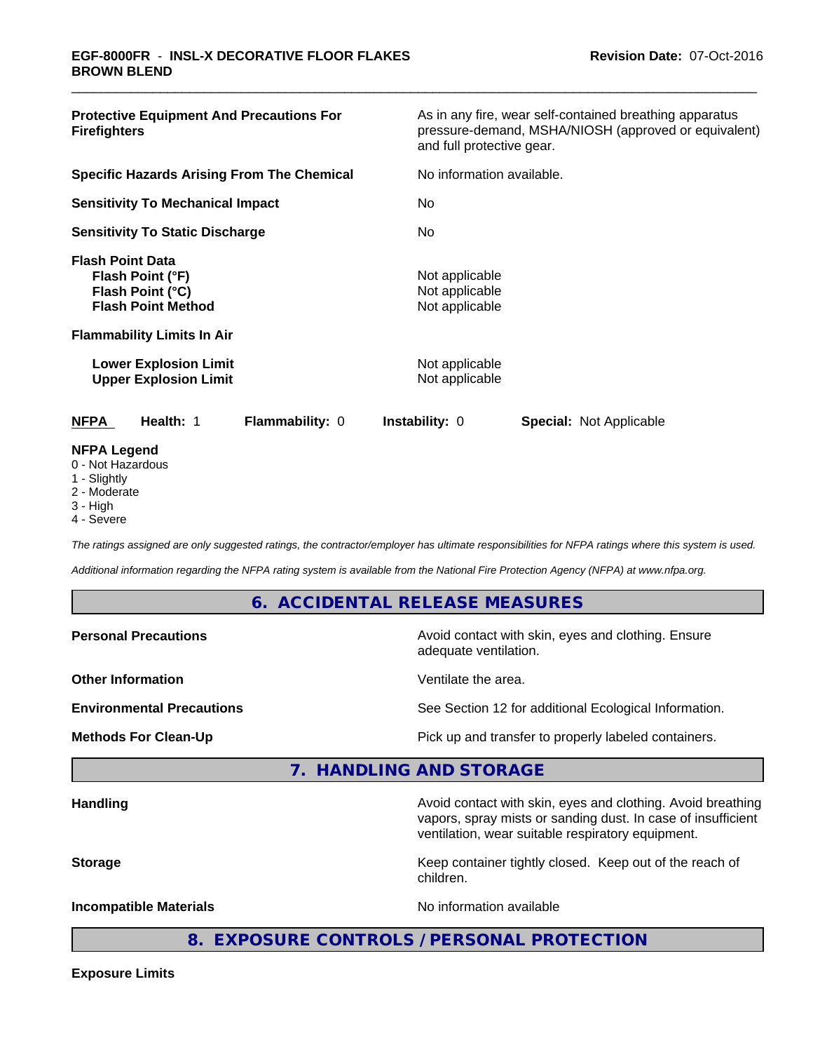| | |
|---|---|
| **Protective Equipment And Precautions For Firefighters** | As in any fire, wear self-contained breathing apparatus pressure-demand, MSHA/NIOSH (approved or equivalent) and full protective gear. |
| **Specific Hazards Arising From The Chemical** | No information available. |
| **Sensitivity To Mechanical Impact** | No |
| **Sensitivity To Static Discharge** | No |

**Flash Point Data**

| | |
|---|---|
| **Flash Point (°F)** | Not applicable |
| **Flash Point (°C)** | Not applicable |
| **Flash Point Method** | Not applicable |

**Flammability Limits In Air**

| | |
|---|---|
| **Lower Explosion Limit** | Not applicable |
| **Upper Explosion Limit** | Not applicable |

| **NFPA** | **Health:** 1 | **Flammability:** 0 | **Instability:** 0 | **Special:** Not Applicable |
|---|---|---|---|---|

**NFPA Legend**
- 0 - Not Hazardous
- 1 - Slightly
- 2 - Moderate
- 3 - High
- 4 - Severe

*The ratings assigned are only suggested ratings, the contractor/employer has ultimate responsibilities for NFPA ratings where this system is used.*

*Additional information regarding the NFPA rating system is available from the National Fire Protection Agency (NFPA) at www.nfpa.org.*

## 6. ACCIDENTAL RELEASE MEASURES

| | |
|---|---|
| **Personal Precautions** | Avoid contact with skin, eyes and clothing. Ensure adequate ventilation. |
| **Other Information** | Ventilate the area. |
| **Environmental Precautions** | See Section 12 for additional Ecological Information. |
| **Methods For Clean-Up** | Pick up and transfer to properly labeled containers. |

## 7. HANDLING AND STORAGE

| | |
|---|---|
| **Handling** | Avoid contact with skin, eyes and clothing. Avoid breathing vapors, spray mists or sanding dust. In case of insufficient ventilation, wear suitable respiratory equipment. |
| **Storage** | Keep container tightly closed. Keep out of the reach of children. |
| **Incompatible Materials** | No information available |

## 8. EXPOSURE CONTROLS / PERSONAL PROTECTION

**Exposure Limits**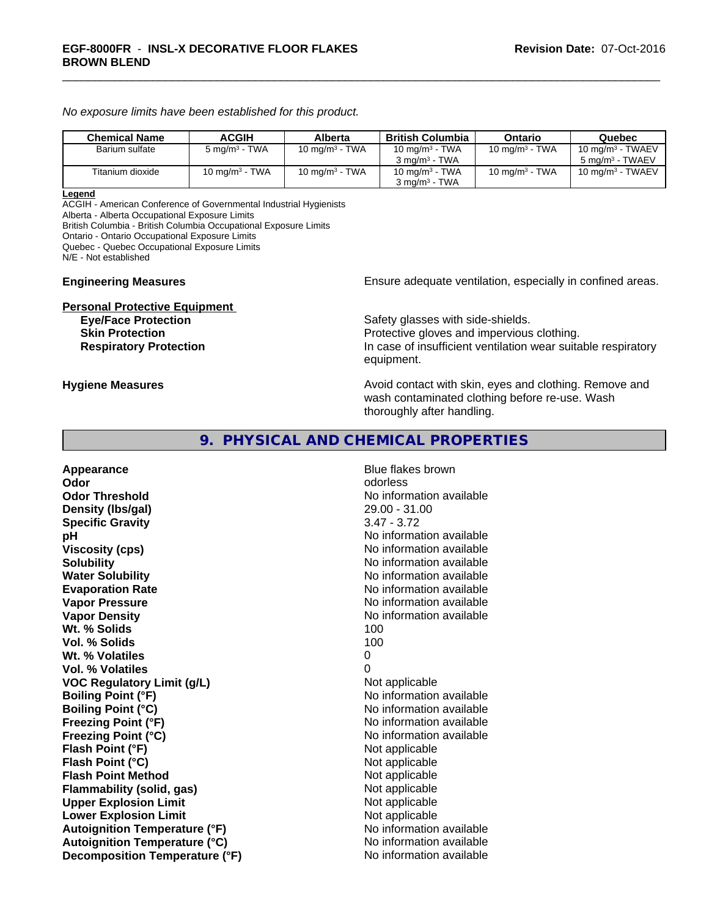*No exposure limits have been established for this product.*

| Chemical Name | ACGIH | Alberta | British Columbia | Ontario | Quebec |
|---|---|---|---|---|---|
| Barium sulfate | 5 mg/m³ - TWA | 10 mg/m³ - TWA | 10 mg/m³ - TWA<br>3 mg/m³ - TWA | 10 mg/m³ - TWA | 10 mg/m³ - TWAEV<br>5 mg/m³ - TWAEV |
| Titanium dioxide | 10 mg/m³ - TWA | 10 mg/m³ - TWA | 10 mg/m³ - TWA<br>3 mg/m³ - TWA | 10 mg/m³ - TWA | 10 mg/m³ - TWAEV |

**Legend**
ACGIH - American Conference of Governmental Industrial Hygienists
Alberta - Alberta Occupational Exposure Limits
British Columbia - British Columbia Occupational Exposure Limits
Ontario - Ontario Occupational Exposure Limits
Quebec - Quebec Occupational Exposure Limits
N/E - Not established

**Engineering Measures** Ensure adequate ventilation, especially in confined areas.

**Personal Protective Equipment**

**Eye/Face Protection** Safety glasses with side-shields.

**Skin Protection** Protective gloves and impervious clothing.

**Respiratory Protection** In case of insufficient ventilation wear suitable respiratory equipment.

**Hygiene Measures** Avoid contact with skin, eyes and clothing. Remove and wash contaminated clothing before re-use. Wash thoroughly after handling.

## 9. PHYSICAL AND CHEMICAL PROPERTIES

| | |
|---|---|
| **Appearance** | Blue flakes brown |
| **Odor** | odorless |
| **Odor Threshold** | No information available |
| **Density (lbs/gal)** | 29.00 - 31.00 |
| **Specific Gravity** | 3.47 - 3.72 |
| **pH** | No information available |
| **Viscosity (cps)** | No information available |
| **Solubility** | No information available |
| **Water Solubility** | No information available |
| **Evaporation Rate** | No information available |
| **Vapor Pressure** | No information available |
| **Vapor Density** | No information available |
| **Wt. % Solids** | 100 |
| **Vol. % Solids** | 100 |
| **Wt. % Volatiles** | 0 |
| **Vol. % Volatiles** | 0 |
| **VOC Regulatory Limit (g/L)** | Not applicable |
| **Boiling Point (°F)** | No information available |
| **Boiling Point (°C)** | No information available |
| **Freezing Point (°F)** | No information available |
| **Freezing Point (°C)** | No information available |
| **Flash Point (°F)** | Not applicable |
| **Flash Point (°C)** | Not applicable |
| **Flash Point Method** | Not applicable |
| **Flammability (solid, gas)** | Not applicable |
| **Upper Explosion Limit** | Not applicable |
| **Lower Explosion Limit** | Not applicable |
| **Autoignition Temperature (°F)** | No information available |
| **Autoignition Temperature (°C)** | No information available |
| **Decomposition Temperature (°F)** | No information available |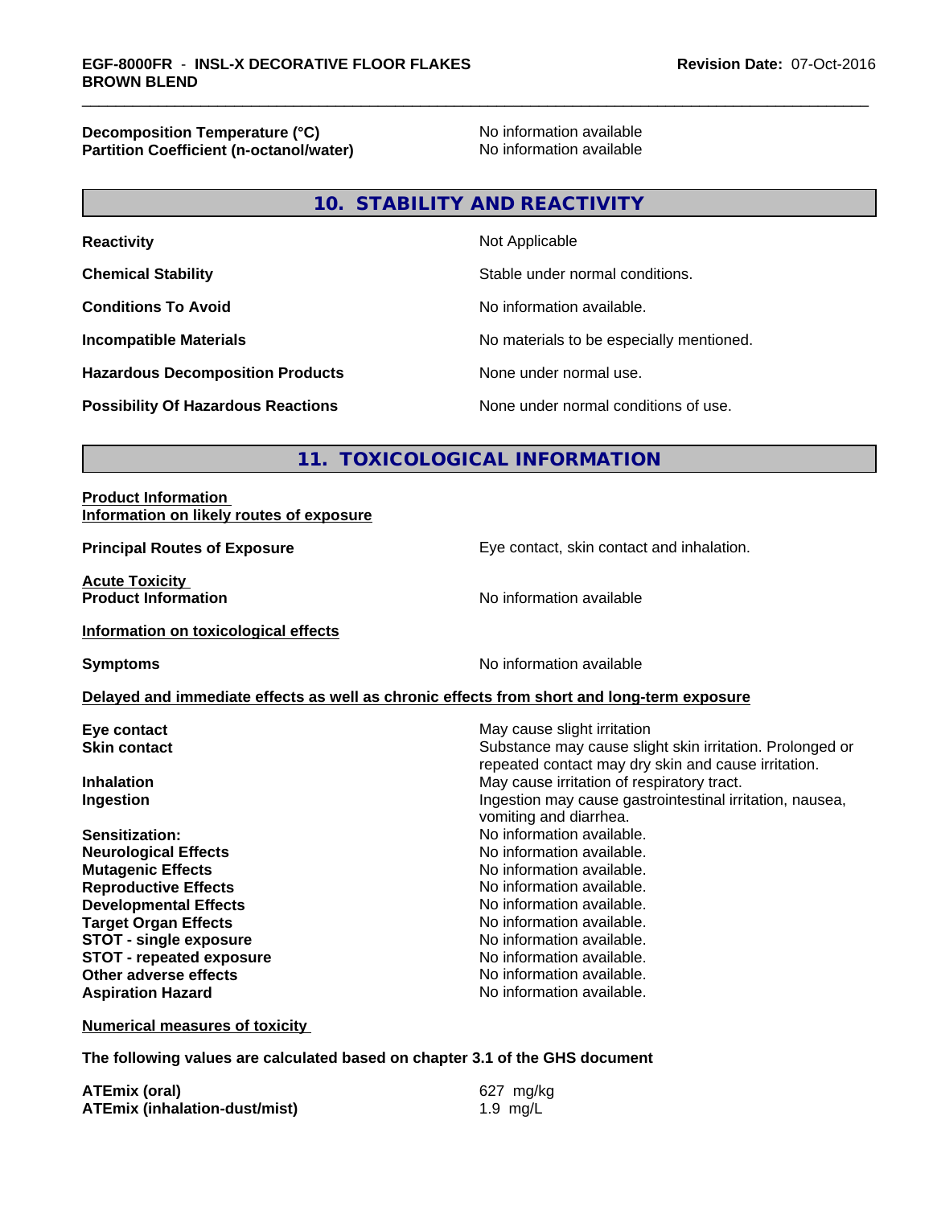| | |
|---|---|
| **Decomposition Temperature (°C)** | No information available |
| **Partition Coefficient (n-octanol/water)** | No information available |

## 10. STABILITY AND REACTIVITY

| | |
|---|---|
| **Reactivity** | Not Applicable |
| **Chemical Stability** | Stable under normal conditions. |
| **Conditions To Avoid** | No information available. |
| **Incompatible Materials** | No materials to be especially mentioned. |
| **Hazardous Decomposition Products** | None under normal use. |
| **Possibility Of Hazardous Reactions** | None under normal conditions of use. |

## 11. TOXICOLOGICAL INFORMATION

**Product Information**
**Information on likely routes of exposure**

**Principal Routes of Exposure** Eye contact, skin contact and inhalation.

**Acute Toxicity**
**Product Information** No information available

**Information on toxicological effects**

**Symptoms** No information available

**Delayed and immediate effects as well as chronic effects from short and long-term exposure**

| | |
|---|---|
| **Eye contact** | May cause slight irritation |
| **Skin contact** | Substance may cause slight skin irritation. Prolonged or repeated contact may dry skin and cause irritation. |
| **Inhalation** | May cause irritation of respiratory tract. |
| **Ingestion** | Ingestion may cause gastrointestinal irritation, nausea, vomiting and diarrhea. |
| **Sensitization:** | No information available. |
| **Neurological Effects** | No information available. |
| **Mutagenic Effects** | No information available. |
| **Reproductive Effects** | No information available. |
| **Developmental Effects** | No information available. |
| **Target Organ Effects** | No information available. |
| **STOT - single exposure** | No information available. |
| **STOT - repeated exposure** | No information available. |
| **Other adverse effects** | No information available. |
| **Aspiration Hazard** | No information available. |

**Numerical measures of toxicity**

**The following values are calculated based on chapter 3.1 of the GHS document**

| | |
|---|---|
| **ATEmix (oral)** | 627 mg/kg |
| **ATEmix (inhalation-dust/mist)** | 1.9 mg/L |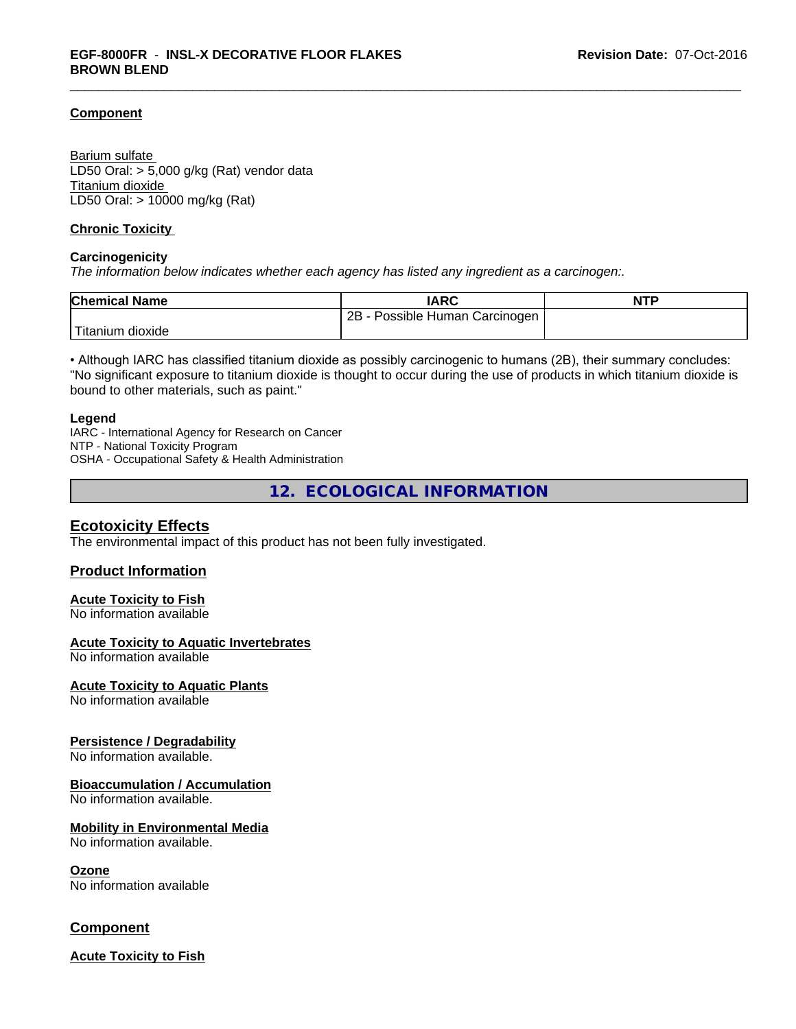### Component

Barium sulfate
LD50 Oral: > 5,000 g/kg (Rat) vendor data
Titanium dioxide
LD50 Oral: > 10000 mg/kg (Rat)

### Chronic Toxicity

**Carcinogenicity**

*The information below indicates whether each agency has listed any ingredient as a carcinogen:.*

| Chemical Name | IARC | NTP |
|---|---|---|
| Titanium dioxide | 2B - Possible Human Carcinogen | |

• Although IARC has classified titanium dioxide as possibly carcinogenic to humans (2B), their summary concludes: "No significant exposure to titanium dioxide is thought to occur during the use of products in which titanium dioxide is bound to other materials, such as paint."

**Legend**

IARC - International Agency for Research on Cancer
NTP - National Toxicity Program
OSHA - Occupational Safety & Health Administration

## 12. ECOLOGICAL INFORMATION

### Ecotoxicity Effects

The environmental impact of this product has not been fully investigated.

### Product Information

**Acute Toxicity to Fish**
No information available

**Acute Toxicity to Aquatic Invertebrates**
No information available

**Acute Toxicity to Aquatic Plants**
No information available

**Persistence / Degradability**
No information available.

**Bioaccumulation / Accumulation**
No information available.

**Mobility in Environmental Media**
No information available.

**Ozone**
No information available

### Component

**Acute Toxicity to Fish**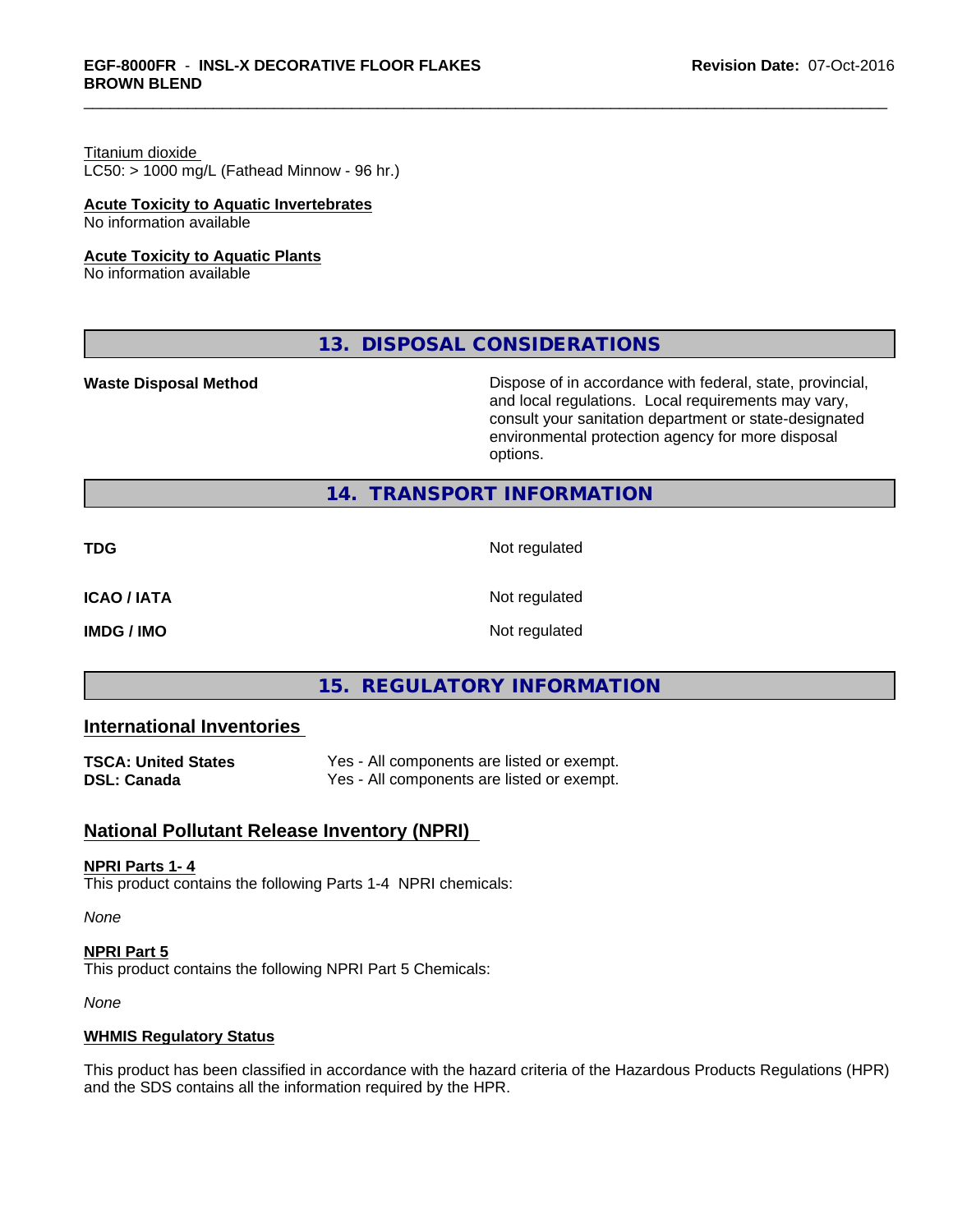Titanium dioxide
LC50: > 1000 mg/L (Fathead Minnow - 96 hr.)

**Acute Toxicity to Aquatic Invertebrates**
No information available

**Acute Toxicity to Aquatic Plants**
No information available

## 13. DISPOSAL CONSIDERATIONS

| | |
|---|---|
| **Waste Disposal Method** | Dispose of in accordance with federal, state, provincial, and local regulations. Local requirements may vary, consult your sanitation department or state-designated environmental protection agency for more disposal options. |

## 14. TRANSPORT INFORMATION

| | |
|---|---|
| **TDG** | Not regulated |
| **ICAO / IATA** | Not regulated |
| **IMDG / IMO** | Not regulated |

## 15. REGULATORY INFORMATION

### International Inventories

| | |
|---|---|
| **TSCA: United States** | Yes - All components are listed or exempt. |
| **DSL: Canada** | Yes - All components are listed or exempt. |

### National Pollutant Release Inventory (NPRI)

**NPRI Parts 1- 4**
This product contains the following Parts 1-4 NPRI chemicals:

*None*

**NPRI Part 5**
This product contains the following NPRI Part 5 Chemicals:

*None*

**WHMIS Regulatory Status**

This product has been classified in accordance with the hazard criteria of the Hazardous Products Regulations (HPR) and the SDS contains all the information required by the HPR.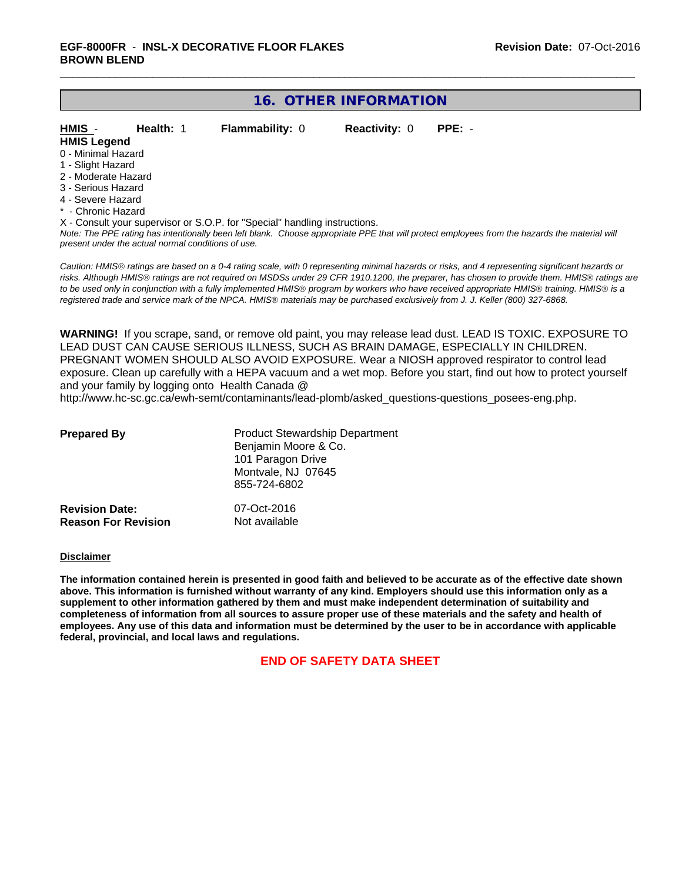## 16. OTHER INFORMATION

**HMIS** - **Health:** 1 **Flammability:** 0 **Reactivity:** 0 **PPE:** -

**HMIS Legend**
0 - Minimal Hazard
1 - Slight Hazard
2 - Moderate Hazard
3 - Serious Hazard
4 - Severe Hazard
* - Chronic Hazard
X - Consult your supervisor or S.O.P. for "Special" handling instructions.

*Note: The PPE rating has intentionally been left blank. Choose appropriate PPE that will protect employees from the hazards the material will present under the actual normal conditions of use.*

*Caution: HMIS® ratings are based on a 0-4 rating scale, with 0 representing minimal hazards or risks, and 4 representing significant hazards or risks. Although HMIS® ratings are not required on MSDSs under 29 CFR 1910.1200, the preparer, has chosen to provide them. HMIS® ratings are to be used only in conjunction with a fully implemented HMIS® program by workers who have received appropriate HMIS® training. HMIS® is a registered trade and service mark of the NPCA. HMIS® materials may be purchased exclusively from J. J. Keller (800) 327-6868.*

**WARNING!** If you scrape, sand, or remove old paint, you may release lead dust. LEAD IS TOXIC. EXPOSURE TO LEAD DUST CAN CAUSE SERIOUS ILLNESS, SUCH AS BRAIN DAMAGE, ESPECIALLY IN CHILDREN. PREGNANT WOMEN SHOULD ALSO AVOID EXPOSURE. Wear a NIOSH approved respirator to control lead exposure. Clean up carefully with a HEPA vacuum and a wet mop. Before you start, find out how to protect yourself and your family by logging onto Health Canada @ http://www.hc-sc.gc.ca/ewh-semt/contaminants/lead-plomb/asked_questions-questions_posees-eng.php.

**Prepared By**
Product Stewardship Department
Benjamin Moore & Co.
101 Paragon Drive
Montvale, NJ 07645
855-724-6802

**Revision Date:** 07-Oct-2016
**Reason For Revision** Not available

**Disclaimer**

**The information contained herein is presented in good faith and believed to be accurate as of the effective date shown above. This information is furnished without warranty of any kind. Employers should use this information only as a supplement to other information gathered by them and must make independent determination of suitability and completeness of information from all sources to assure proper use of these materials and the safety and health of employees. Any use of this data and information must be determined by the user to be in accordance with applicable federal, provincial, and local laws and regulations.**

**END OF SAFETY DATA SHEET**